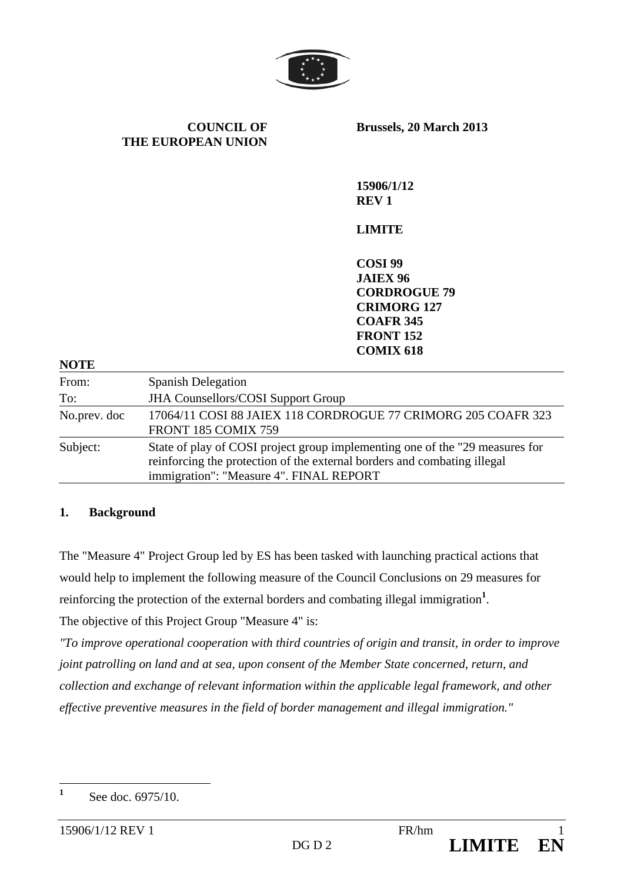**COUNCIL OF THE EUROPEAN UNION**

**Brussels, 20 March 2013**

**15906/1/12**
**REV 1**

**LIMITE**

**COSI 99**
**JAIEX 96**
**CORDROGUE 79**
**CRIMORG 127**
**COAFR 345**
**FRONT 152**
**COMIX 618**

**NOTE**

| | |
|---|---|
| From: | Spanish Delegation |
| To: | JHA Counsellors/COSI Support Group |
| No.prev. doc | 17064/11 COSI 88 JAIEX 118 CORDROGUE 77 CRIMORG 205 COAFR 323 FRONT 185 COMIX 759 |
| Subject: | State of play of COSI project group implementing one of the "29 measures for reinforcing the protection of the external borders and combating illegal immigration": "Measure 4". FINAL REPORT |

## 1. Background

The "Measure 4" Project Group led by ES has been tasked with launching practical actions that would help to implement the following measure of the Council Conclusions on 29 measures for reinforcing the protection of the external borders and combating illegal immigration[1].

The objective of this Project Group "Measure 4" is:

*"To improve operational cooperation with third countries of origin and transit, in order to improve joint patrolling on land and at sea, upon consent of the Member State concerned, return, and collection and exchange of relevant information within the applicable legal framework, and other effective preventive measures in the field of border management and illegal immigration."*

---

[1] See doc. 6975/10.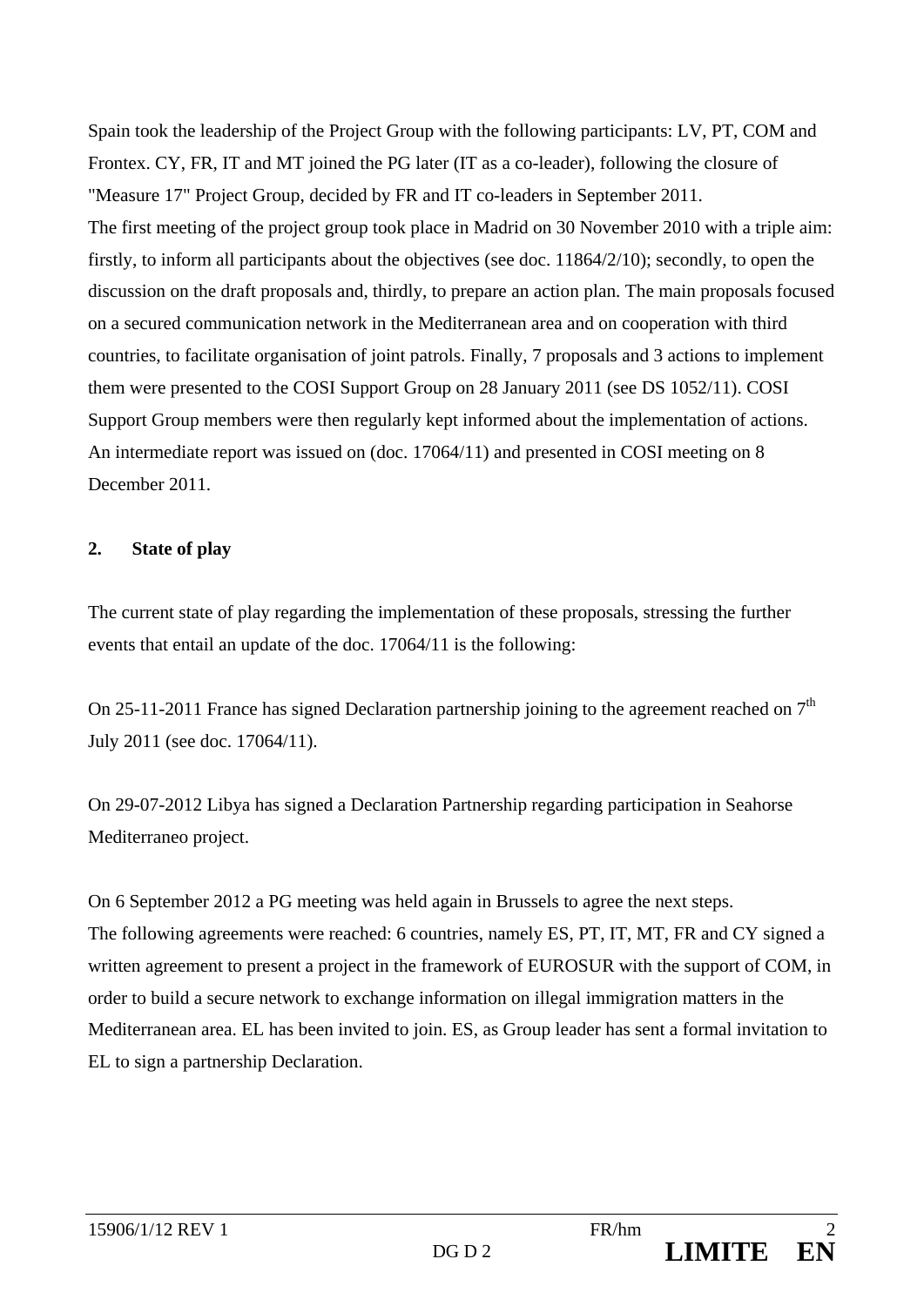Spain took the leadership of the Project Group with the following participants: LV, PT, COM and Frontex. CY, FR, IT and MT joined the PG later (IT as a co-leader), following the closure of "Measure 17" Project Group, decided by FR and IT co-leaders in September 2011.
The first meeting of the project group took place in Madrid on 30 November 2010 with a triple aim: firstly, to inform all participants about the objectives (see doc. 11864/2/10); secondly, to open the discussion on the draft proposals and, thirdly, to prepare an action plan. The main proposals focused on a secured communication network in the Mediterranean area and on cooperation with third countries, to facilitate organisation of joint patrols. Finally, 7 proposals and 3 actions to implement them were presented to the COSI Support Group on 28 January 2011 (see DS 1052/11). COSI Support Group members were then regularly kept informed about the implementation of actions.
An intermediate report was issued on (doc. 17064/11) and presented in COSI meeting on 8 December 2011.

## 2. State of play

The current state of play regarding the implementation of these proposals, stressing the further events that entail an update of the doc. 17064/11 is the following:

On 25-11-2011 France has signed Declaration partnership joining to the agreement reached on 7th July 2011 (see doc. 17064/11).

On 29-07-2012 Libya has signed a Declaration Partnership regarding participation in Seahorse Mediterraneo project.

On 6 September 2012 a PG meeting was held again in Brussels to agree the next steps.
The following agreements were reached: 6 countries, namely ES, PT, IT, MT, FR and CY signed a written agreement to present a project in the framework of EUROSUR with the support of COM, in order to build a secure network to exchange information on illegal immigration matters in the Mediterranean area. EL has been invited to join. ES, as Group leader has sent a formal invitation to EL to sign a partnership Declaration.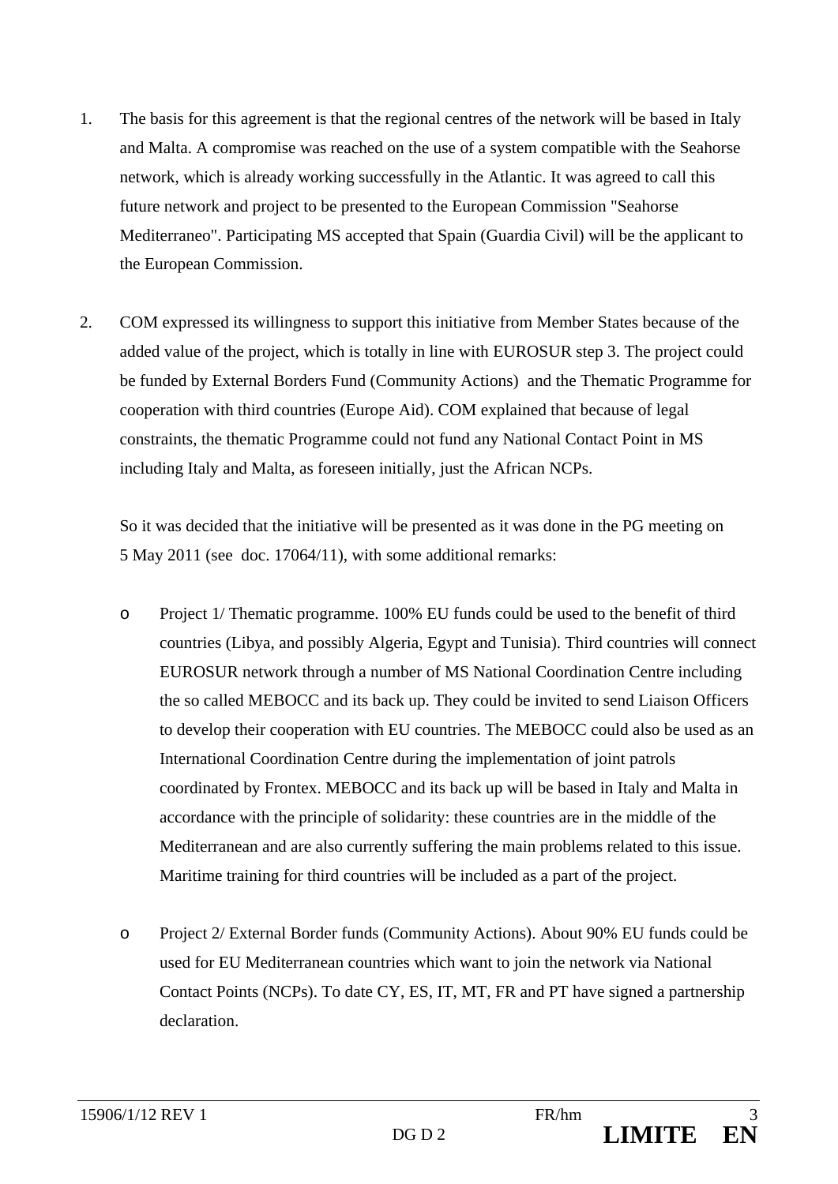1. The basis for this agreement is that the regional centres of the network will be based in Italy and Malta. A compromise was reached on the use of a system compatible with the Seahorse network, which is already working successfully in the Atlantic. It was agreed to call this future network and project to be presented to the European Commission "Seahorse Mediterraneo". Participating MS accepted that Spain (Guardia Civil) will be the applicant to the European Commission.

2. COM expressed its willingness to support this initiative from Member States because of the added value of the project, which is totally in line with EUROSUR step 3. The project could be funded by External Borders Fund (Community Actions) and the Thematic Programme for cooperation with third countries (Europe Aid). COM explained that because of legal constraints, the thematic Programme could not fund any National Contact Point in MS including Italy and Malta, as foreseen initially, just the African NCPs.

   So it was decided that the initiative will be presented as it was done in the PG meeting on 5 May 2011 (see doc. 17064/11), with some additional remarks:

   - Project 1/ Thematic programme. 100% EU funds could be used to the benefit of third countries (Libya, and possibly Algeria, Egypt and Tunisia). Third countries will connect EUROSUR network through a number of MS National Coordination Centre including the so called MEBOCC and its back up. They could be invited to send Liaison Officers to develop their cooperation with EU countries. The MEBOCC could also be used as an International Coordination Centre during the implementation of joint patrols coordinated by Frontex. MEBOCC and its back up will be based in Italy and Malta in accordance with the principle of solidarity: these countries are in the middle of the Mediterranean and are also currently suffering the main problems related to this issue. Maritime training for third countries will be included as a part of the project.

   - Project 2/ External Border funds (Community Actions). About 90% EU funds could be used for EU Mediterranean countries which want to join the network via National Contact Points (NCPs). To date CY, ES, IT, MT, FR and PT have signed a partnership declaration.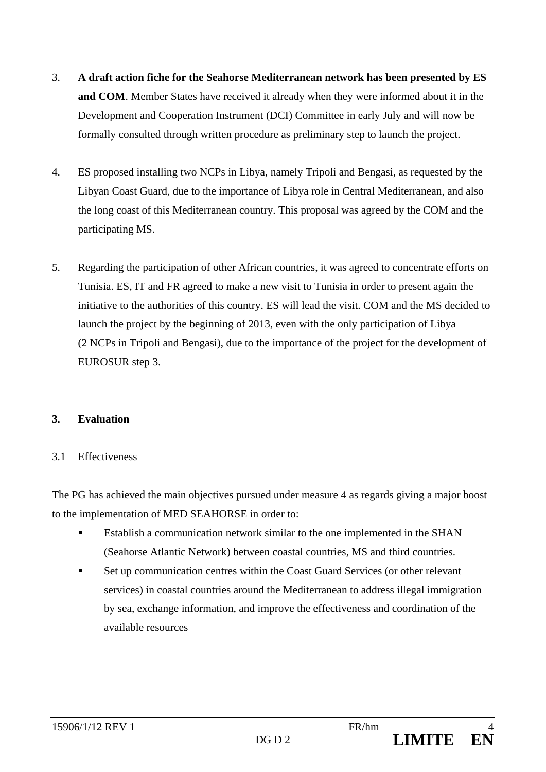3. **A draft action fiche for the Seahorse Mediterranean network has been presented by ES and COM**. Member States have received it already when they were informed about it in the Development and Cooperation Instrument (DCI) Committee in early July and will now be formally consulted through written procedure as preliminary step to launch the project.

4. ES proposed installing two NCPs in Libya, namely Tripoli and Bengasi, as requested by the Libyan Coast Guard, due to the importance of Libya role in Central Mediterranean, and also the long coast of this Mediterranean country. This proposal was agreed by the COM and the participating MS.

5. Regarding the participation of other African countries, it was agreed to concentrate efforts on Tunisia. ES, IT and FR agreed to make a new visit to Tunisia in order to present again the initiative to the authorities of this country. ES will lead the visit. COM and the MS decided to launch the project by the beginning of 2013, even with the only participation of Libya (2 NCPs in Tripoli and Bengasi), due to the importance of the project for the development of EUROSUR step 3.

## 3. Evaluation

### 3.1 Effectiveness

The PG has achieved the main objectives pursued under measure 4 as regards giving a major boost to the implementation of MED SEAHORSE in order to:

- Establish a communication network similar to the one implemented in the SHAN (Seahorse Atlantic Network) between coastal countries, MS and third countries.
- Set up communication centres within the Coast Guard Services (or other relevant services) in coastal countries around the Mediterranean to address illegal immigration by sea, exchange information, and improve the effectiveness and coordination of the available resources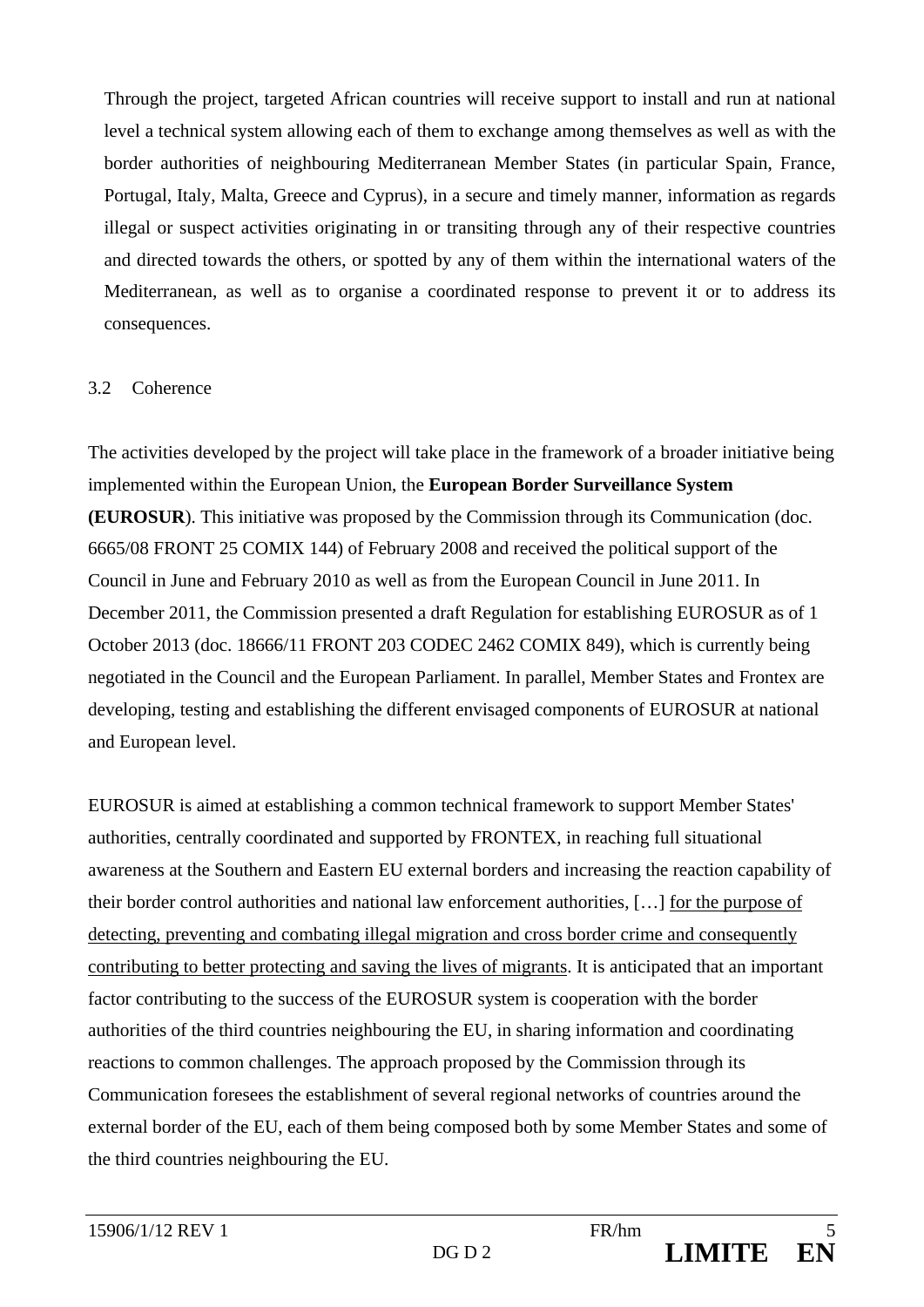Through the project, targeted African countries will receive support to install and run at national level a technical system allowing each of them to exchange among themselves as well as with the border authorities of neighbouring Mediterranean Member States (in particular Spain, France, Portugal, Italy, Malta, Greece and Cyprus), in a secure and timely manner, information as regards illegal or suspect activities originating in or transiting through any of their respective countries and directed towards the others, or spotted by any of them within the international waters of the Mediterranean, as well as to organise a coordinated response to prevent it or to address its consequences.

### 3.2 Coherence

The activities developed by the project will take place in the framework of a broader initiative being implemented within the European Union, the **European Border Surveillance System (EUROSUR**). This initiative was proposed by the Commission through its Communication (doc. 6665/08 FRONT 25 COMIX 144) of February 2008 and received the political support of the Council in June and February 2010 as well as from the European Council in June 2011. In December 2011, the Commission presented a draft Regulation for establishing EUROSUR as of 1 October 2013 (doc. 18666/11 FRONT 203 CODEC 2462 COMIX 849), which is currently being negotiated in the Council and the European Parliament. In parallel, Member States and Frontex are developing, testing and establishing the different envisaged components of EUROSUR at national and European level.

EUROSUR is aimed at establishing a common technical framework to support Member States' authorities, centrally coordinated and supported by FRONTEX, in reaching full situational awareness at the Southern and Eastern EU external borders and increasing the reaction capability of their border control authorities and national law enforcement authorities, […] <u>for the purpose of detecting, preventing and combating illegal migration and cross border crime and consequently contributing to better protecting and saving the lives of migrants</u>. It is anticipated that an important factor contributing to the success of the EUROSUR system is cooperation with the border authorities of the third countries neighbouring the EU, in sharing information and coordinating reactions to common challenges. The approach proposed by the Commission through its Communication foresees the establishment of several regional networks of countries around the external border of the EU, each of them being composed both by some Member States and some of the third countries neighbouring the EU.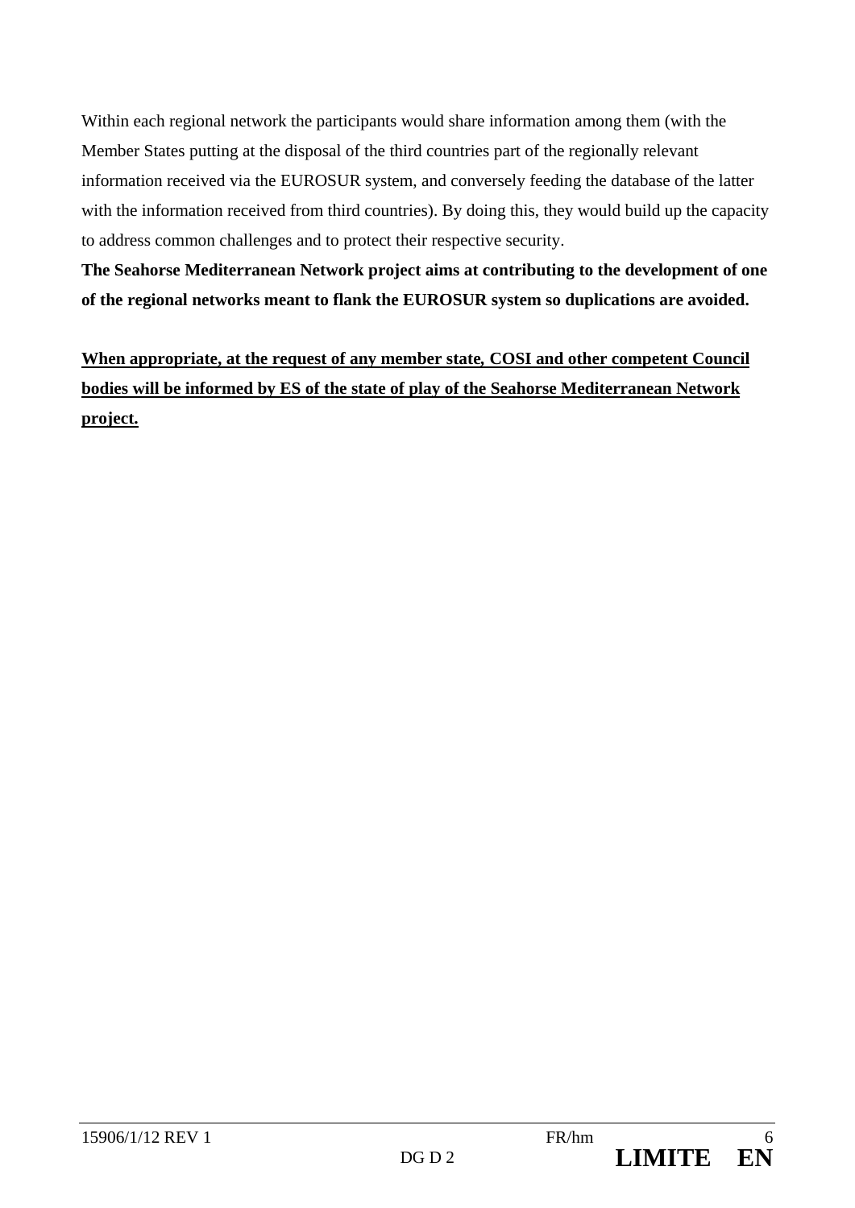Within each regional network the participants would share information among them (with the Member States putting at the disposal of the third countries part of the regionally relevant information received via the EUROSUR system, and conversely feeding the database of the latter with the information received from third countries). By doing this, they would build up the capacity to address common challenges and to protect their respective security.

**The Seahorse Mediterranean Network project aims at contributing to the development of one of the regional networks meant to flank the EUROSUR system so duplications are avoided.**

<u>**When appropriate, at the request of any member state, COSI and other competent Council bodies will be informed by ES of the state of play of the Seahorse Mediterranean Network project.**</u>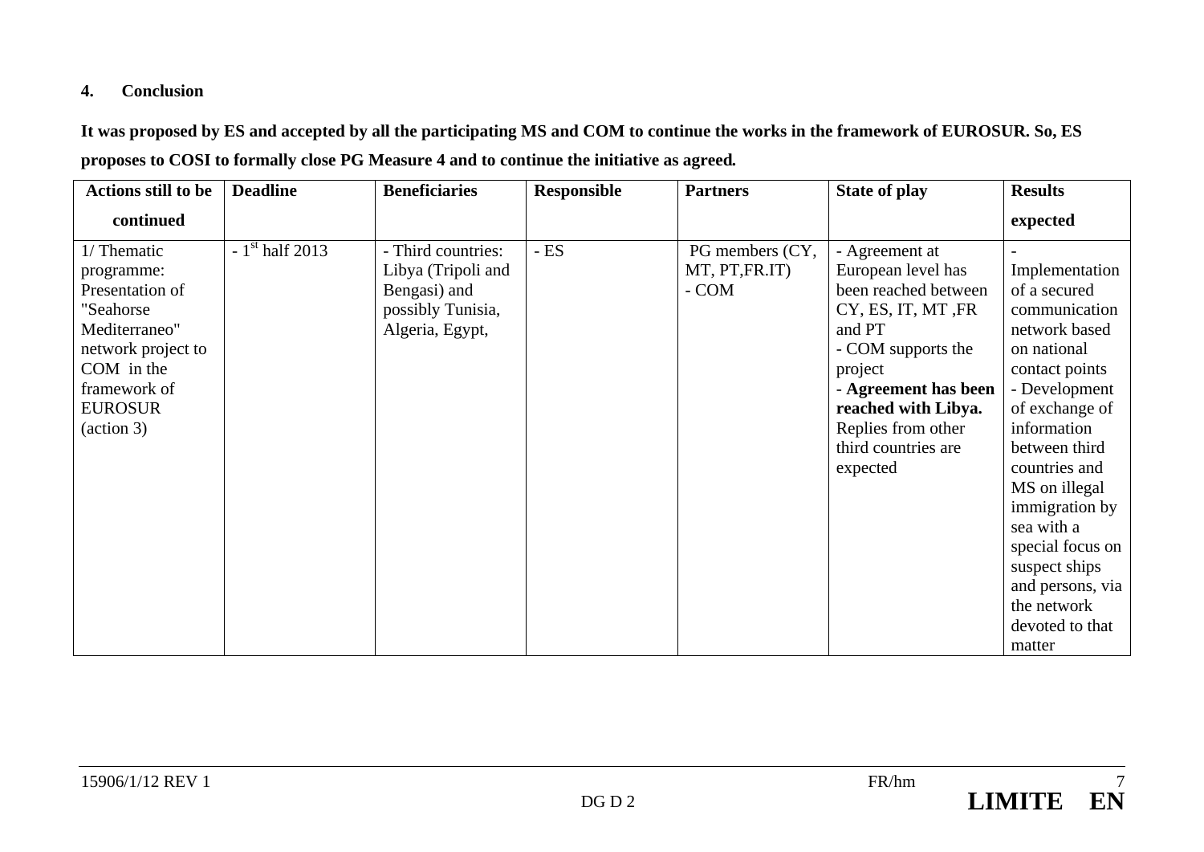## 4. Conclusion

**It was proposed by ES and accepted by all the participating MS and COM to continue the works in the framework of EUROSUR. So, ES proposes to COSI to formally close PG Measure 4 and to continue the initiative as agreed.**

| Actions still to be continued | Deadline | Beneficiaries | Responsible | Partners | State of play | Results expected |
|---|---|---|---|---|---|---|
| 1/ Thematic programme: Presentation of "Seahorse Mediterraneo" network project to COM in the framework of EUROSUR (action 3) | - 1st half 2013 | - Third countries: Libya (Tripoli and Bengasi) and possibly Tunisia, Algeria, Egypt, | - ES | PG members (CY, MT, PT,FR.IT)<br>- COM | - Agreement at European level has been reached between CY, ES, IT, MT ,FR and PT<br>- COM supports the project<br>- **Agreement has been reached with Libya.** Replies from other third countries are expected | - Implementation of a secured communication network based on national contact points<br>- Development of exchange of information between third countries and MS on illegal immigration by sea with a special focus on suspect ships and persons, via the network devoted to that matter |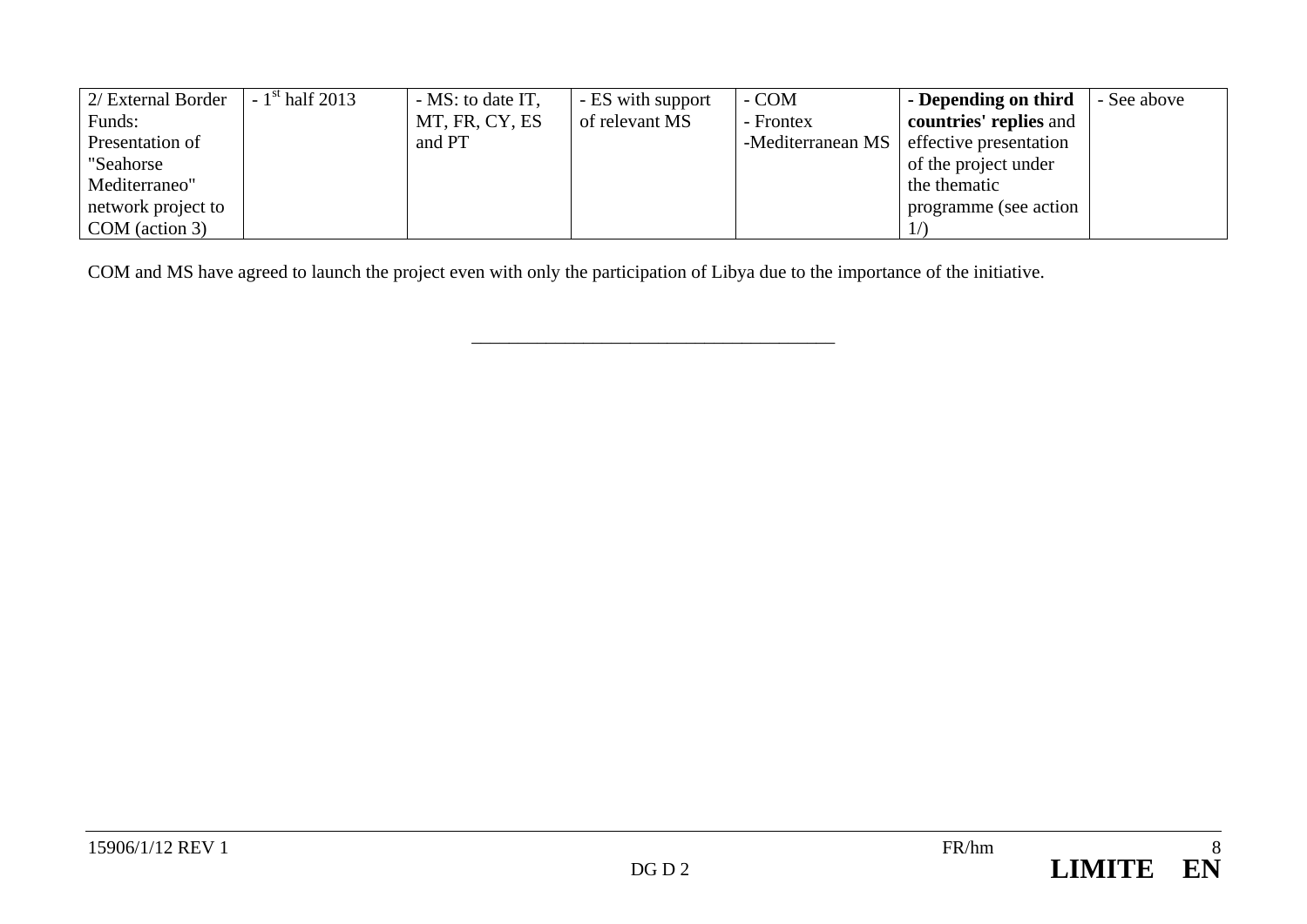| | | | | | | |
|---|---|---|---|---|---|---|
| 2/ External Border Funds: Presentation of "Seahorse Mediterraneo" network project to COM (action 3) | - 1st half 2013 | - MS: to date IT, MT, FR, CY, ES and PT | - ES with support of relevant MS | - COM<br>- Frontex<br>-Mediterranean MS | **- Depending on third countries' replies** and effective presentation of the project under the thematic programme (see action 1/) | - See above |

COM and MS have agreed to launch the project even with only the participation of Libya due to the importance of the initiative.

---